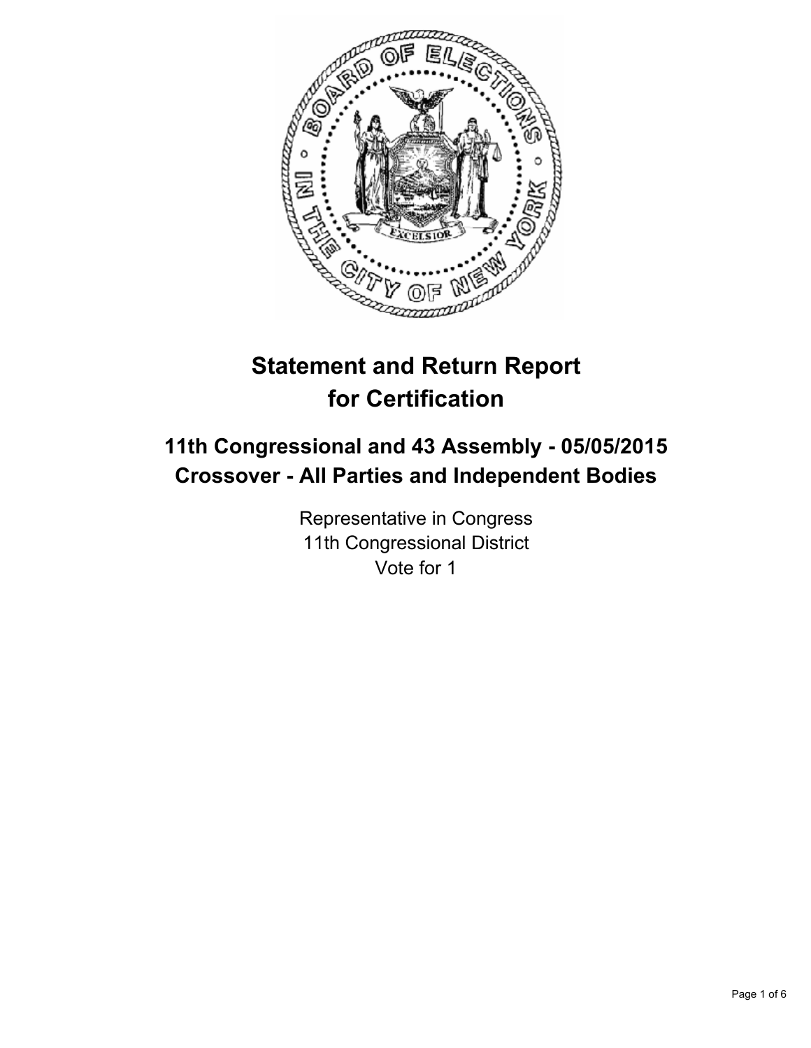# Statement and Return Report for Certification

## 11th Congressional and 43 Assembly - 05/05/2015 Crossover - All Parties and Independent Bodies

Representative in Congress
11th Congressional District
Vote for 1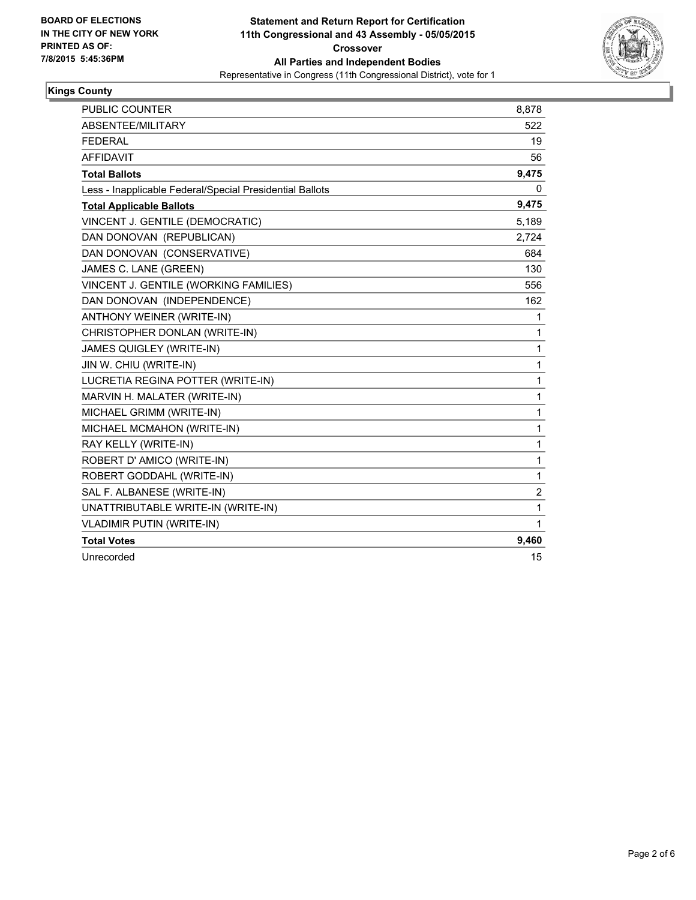**BOARD OF ELECTIONS IN THE CITY OF NEW YORK PRINTED AS OF: 7/8/2015 5:45:36PM**

**Statement and Return Report for Certification**
**11th Congressional and 43 Assembly - 05/05/2015**
**Crossover**
**All Parties and Independent Bodies**
Representative in Congress (11th Congressional District), vote for 1

### Kings County

| | |
|---|---|
| PUBLIC COUNTER | 8,878 |
| ABSENTEE/MILITARY | 522 |
| FEDERAL | 19 |
| AFFIDAVIT | 56 |
| **Total Ballots** | **9,475** |
| Less - Inapplicable Federal/Special Presidential Ballots | 0 |
| **Total Applicable Ballots** | **9,475** |
| VINCENT J. GENTILE (DEMOCRATIC) | 5,189 |
| DAN DONOVAN (REPUBLICAN) | 2,724 |
| DAN DONOVAN (CONSERVATIVE) | 684 |
| JAMES C. LANE (GREEN) | 130 |
| VINCENT J. GENTILE (WORKING FAMILIES) | 556 |
| DAN DONOVAN (INDEPENDENCE) | 162 |
| ANTHONY WEINER (WRITE-IN) | 1 |
| CHRISTOPHER DONLAN (WRITE-IN) | 1 |
| JAMES QUIGLEY (WRITE-IN) | 1 |
| JIN W. CHIU (WRITE-IN) | 1 |
| LUCRETIA REGINA POTTER (WRITE-IN) | 1 |
| MARVIN H. MALATER (WRITE-IN) | 1 |
| MICHAEL GRIMM (WRITE-IN) | 1 |
| MICHAEL MCMAHON (WRITE-IN) | 1 |
| RAY KELLY (WRITE-IN) | 1 |
| ROBERT D' AMICO (WRITE-IN) | 1 |
| ROBERT GODDAHL (WRITE-IN) | 1 |
| SAL F. ALBANESE (WRITE-IN) | 2 |
| UNATTRIBUTABLE WRITE-IN (WRITE-IN) | 1 |
| VLADIMIR PUTIN (WRITE-IN) | 1 |
| **Total Votes** | **9,460** |
| Unrecorded | 15 |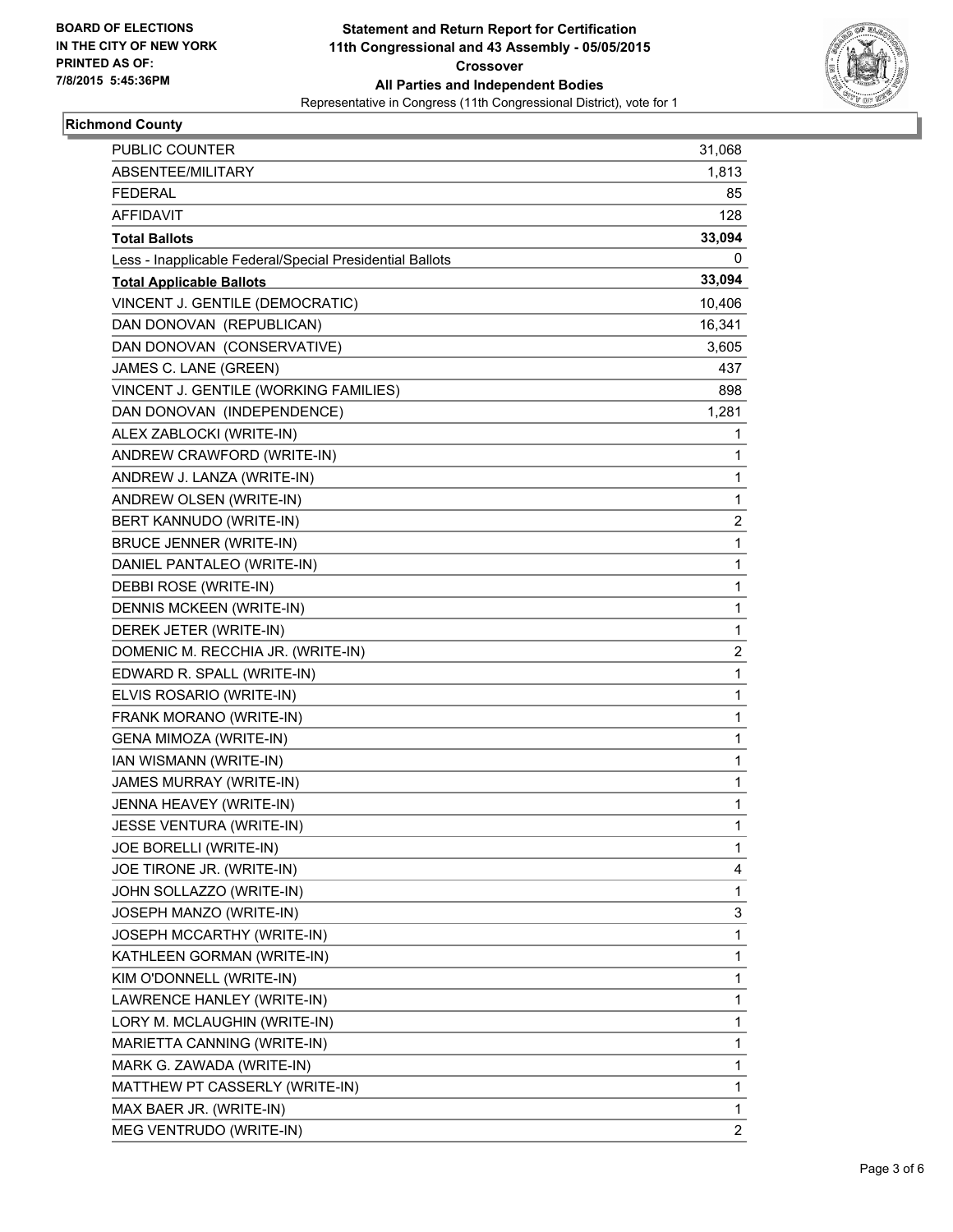**BOARD OF ELECTIONS IN THE CITY OF NEW YORK**
**PRINTED AS OF: 7/8/2015 5:45:36PM**

**Statement and Return Report for Certification**
**11th Congressional and 43 Assembly - 05/05/2015**
**Crossover**
**All Parties and Independent Bodies**
Representative in Congress (11th Congressional District), vote for 1

**Richmond County**

| | |
|---|---|
| PUBLIC COUNTER | 31,068 |
| ABSENTEE/MILITARY | 1,813 |
| FEDERAL | 85 |
| AFFIDAVIT | 128 |
| **Total Ballots** | **33,094** |
| Less - Inapplicable Federal/Special Presidential Ballots | 0 |
| **Total Applicable Ballots** | **33,094** |
| VINCENT J. GENTILE (DEMOCRATIC) | 10,406 |
| DAN DONOVAN (REPUBLICAN) | 16,341 |
| DAN DONOVAN (CONSERVATIVE) | 3,605 |
| JAMES C. LANE (GREEN) | 437 |
| VINCENT J. GENTILE (WORKING FAMILIES) | 898 |
| DAN DONOVAN (INDEPENDENCE) | 1,281 |
| ALEX ZABLOCKI (WRITE-IN) | 1 |
| ANDREW CRAWFORD (WRITE-IN) | 1 |
| ANDREW J. LANZA (WRITE-IN) | 1 |
| ANDREW OLSEN (WRITE-IN) | 1 |
| BERT KANNUDO (WRITE-IN) | 2 |
| BRUCE JENNER (WRITE-IN) | 1 |
| DANIEL PANTALEO (WRITE-IN) | 1 |
| DEBBI ROSE (WRITE-IN) | 1 |
| DENNIS MCKEEN (WRITE-IN) | 1 |
| DEREK JETER (WRITE-IN) | 1 |
| DOMENIC M. RECCHIA JR. (WRITE-IN) | 2 |
| EDWARD R. SPALL (WRITE-IN) | 1 |
| ELVIS ROSARIO (WRITE-IN) | 1 |
| FRANK MORANO (WRITE-IN) | 1 |
| GENA MIMOZA (WRITE-IN) | 1 |
| IAN WISMANN (WRITE-IN) | 1 |
| JAMES MURRAY (WRITE-IN) | 1 |
| JENNA HEAVEY (WRITE-IN) | 1 |
| JESSE VENTURA (WRITE-IN) | 1 |
| JOE BORELLI (WRITE-IN) | 1 |
| JOE TIRONE JR. (WRITE-IN) | 4 |
| JOHN SOLLAZZO (WRITE-IN) | 1 |
| JOSEPH MANZO (WRITE-IN) | 3 |
| JOSEPH MCCARTHY (WRITE-IN) | 1 |
| KATHLEEN GORMAN (WRITE-IN) | 1 |
| KIM O'DONNELL (WRITE-IN) | 1 |
| LAWRENCE HANLEY (WRITE-IN) | 1 |
| LORY M. MCLAUGHIN (WRITE-IN) | 1 |
| MARIETTA CANNING (WRITE-IN) | 1 |
| MARK G. ZAWADA (WRITE-IN) | 1 |
| MATTHEW PT CASSERLY (WRITE-IN) | 1 |
| MAX BAER JR. (WRITE-IN) | 1 |
| MEG VENTRUDO (WRITE-IN) | 2 |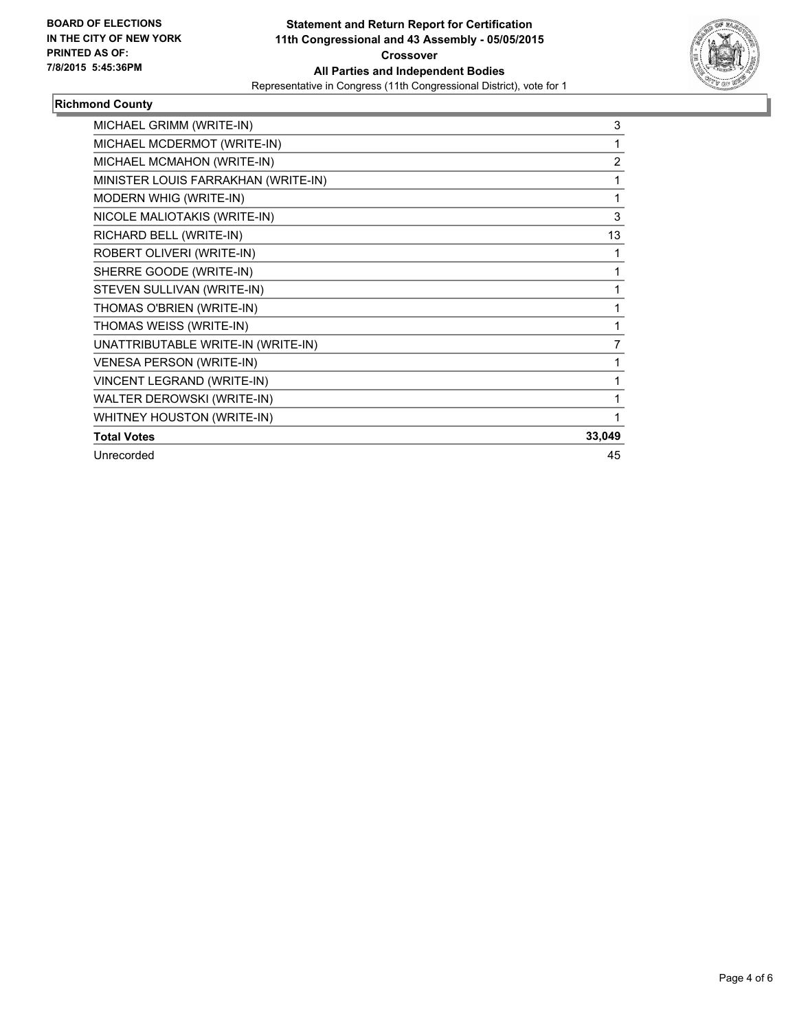**BOARD OF ELECTIONS IN THE CITY OF NEW YORK PRINTED AS OF: 7/8/2015 5:45:36PM**

**Statement and Return Report for Certification 11th Congressional and 43 Assembly - 05/05/2015 Crossover All Parties and Independent Bodies**

Representative in Congress (11th Congressional District), vote for 1

## Richmond County

| | |
|---|---|
| MICHAEL GRIMM (WRITE-IN) | 3 |
| MICHAEL MCDERMOT (WRITE-IN) | 1 |
| MICHAEL MCMAHON (WRITE-IN) | 2 |
| MINISTER LOUIS FARRAKHAN (WRITE-IN) | 1 |
| MODERN WHIG (WRITE-IN) | 1 |
| NICOLE MALIOTAKIS (WRITE-IN) | 3 |
| RICHARD BELL (WRITE-IN) | 13 |
| ROBERT OLIVERI (WRITE-IN) | 1 |
| SHERRE GOODE (WRITE-IN) | 1 |
| STEVEN SULLIVAN (WRITE-IN) | 1 |
| THOMAS O'BRIEN (WRITE-IN) | 1 |
| THOMAS WEISS (WRITE-IN) | 1 |
| UNATTRIBUTABLE WRITE-IN (WRITE-IN) | 7 |
| VENESA PERSON (WRITE-IN) | 1 |
| VINCENT LEGRAND (WRITE-IN) | 1 |
| WALTER DEROWSKI (WRITE-IN) | 1 |
| WHITNEY HOUSTON (WRITE-IN) | 1 |
| **Total Votes** | **33,049** |
| Unrecorded | 45 |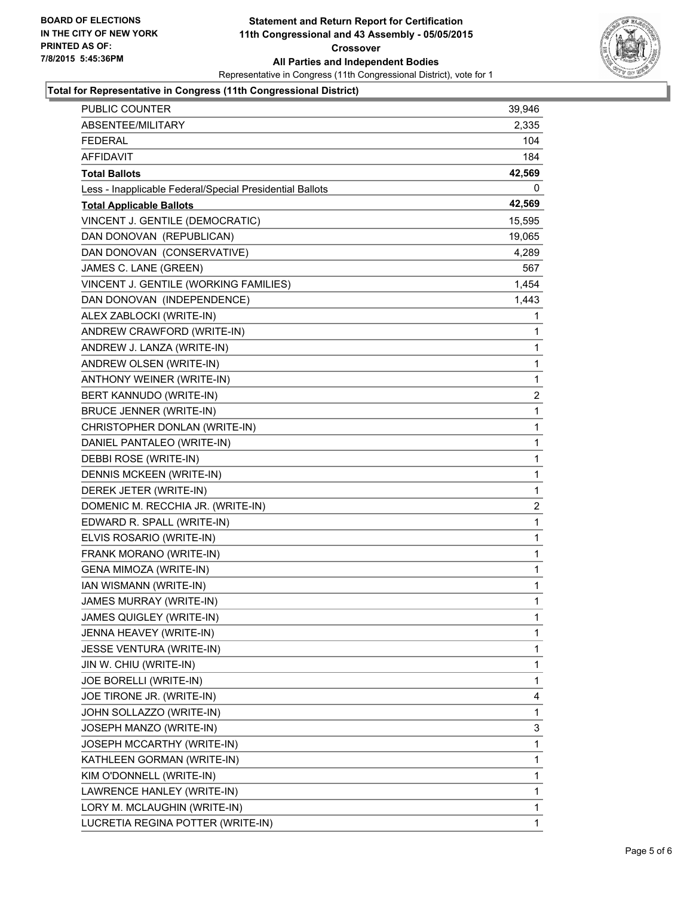**BOARD OF ELECTIONS IN THE CITY OF NEW YORK PRINTED AS OF: 7/8/2015 5:45:36PM**

**Statement and Return Report for Certification**
**11th Congressional and 43 Assembly - 05/05/2015**
**Crossover**
**All Parties and Independent Bodies**
Representative in Congress (11th Congressional District), vote for 1

### Total for Representative in Congress (11th Congressional District)

| | |
|---|---|
| PUBLIC COUNTER | 39,946 |
| ABSENTEE/MILITARY | 2,335 |
| FEDERAL | 104 |
| AFFIDAVIT | 184 |
| **Total Ballots** | **42,569** |
| Less - Inapplicable Federal/Special Presidential Ballots | 0 |
| **Total Applicable Ballots** | **42,569** |
| VINCENT J. GENTILE (DEMOCRATIC) | 15,595 |
| DAN DONOVAN (REPUBLICAN) | 19,065 |
| DAN DONOVAN (CONSERVATIVE) | 4,289 |
| JAMES C. LANE (GREEN) | 567 |
| VINCENT J. GENTILE (WORKING FAMILIES) | 1,454 |
| DAN DONOVAN (INDEPENDENCE) | 1,443 |
| ALEX ZABLOCKI (WRITE-IN) | 1 |
| ANDREW CRAWFORD (WRITE-IN) | 1 |
| ANDREW J. LANZA (WRITE-IN) | 1 |
| ANDREW OLSEN (WRITE-IN) | 1 |
| ANTHONY WEINER (WRITE-IN) | 1 |
| BERT KANNUDO (WRITE-IN) | 2 |
| BRUCE JENNER (WRITE-IN) | 1 |
| CHRISTOPHER DONLAN (WRITE-IN) | 1 |
| DANIEL PANTALEO (WRITE-IN) | 1 |
| DEBBI ROSE (WRITE-IN) | 1 |
| DENNIS MCKEEN (WRITE-IN) | 1 |
| DEREK JETER (WRITE-IN) | 1 |
| DOMENIC M. RECCHIA JR. (WRITE-IN) | 2 |
| EDWARD R. SPALL (WRITE-IN) | 1 |
| ELVIS ROSARIO (WRITE-IN) | 1 |
| FRANK MORANO (WRITE-IN) | 1 |
| GENA MIMOZA (WRITE-IN) | 1 |
| IAN WISMANN (WRITE-IN) | 1 |
| JAMES MURRAY (WRITE-IN) | 1 |
| JAMES QUIGLEY (WRITE-IN) | 1 |
| JENNA HEAVEY (WRITE-IN) | 1 |
| JESSE VENTURA (WRITE-IN) | 1 |
| JIN W. CHIU (WRITE-IN) | 1 |
| JOE BORELLI (WRITE-IN) | 1 |
| JOE TIRONE JR. (WRITE-IN) | 4 |
| JOHN SOLLAZZO (WRITE-IN) | 1 |
| JOSEPH MANZO (WRITE-IN) | 3 |
| JOSEPH MCCARTHY (WRITE-IN) | 1 |
| KATHLEEN GORMAN (WRITE-IN) | 1 |
| KIM O'DONNELL (WRITE-IN) | 1 |
| LAWRENCE HANLEY (WRITE-IN) | 1 |
| LORY M. MCLAUGHIN (WRITE-IN) | 1 |
| LUCRETIA REGINA POTTER (WRITE-IN) | 1 |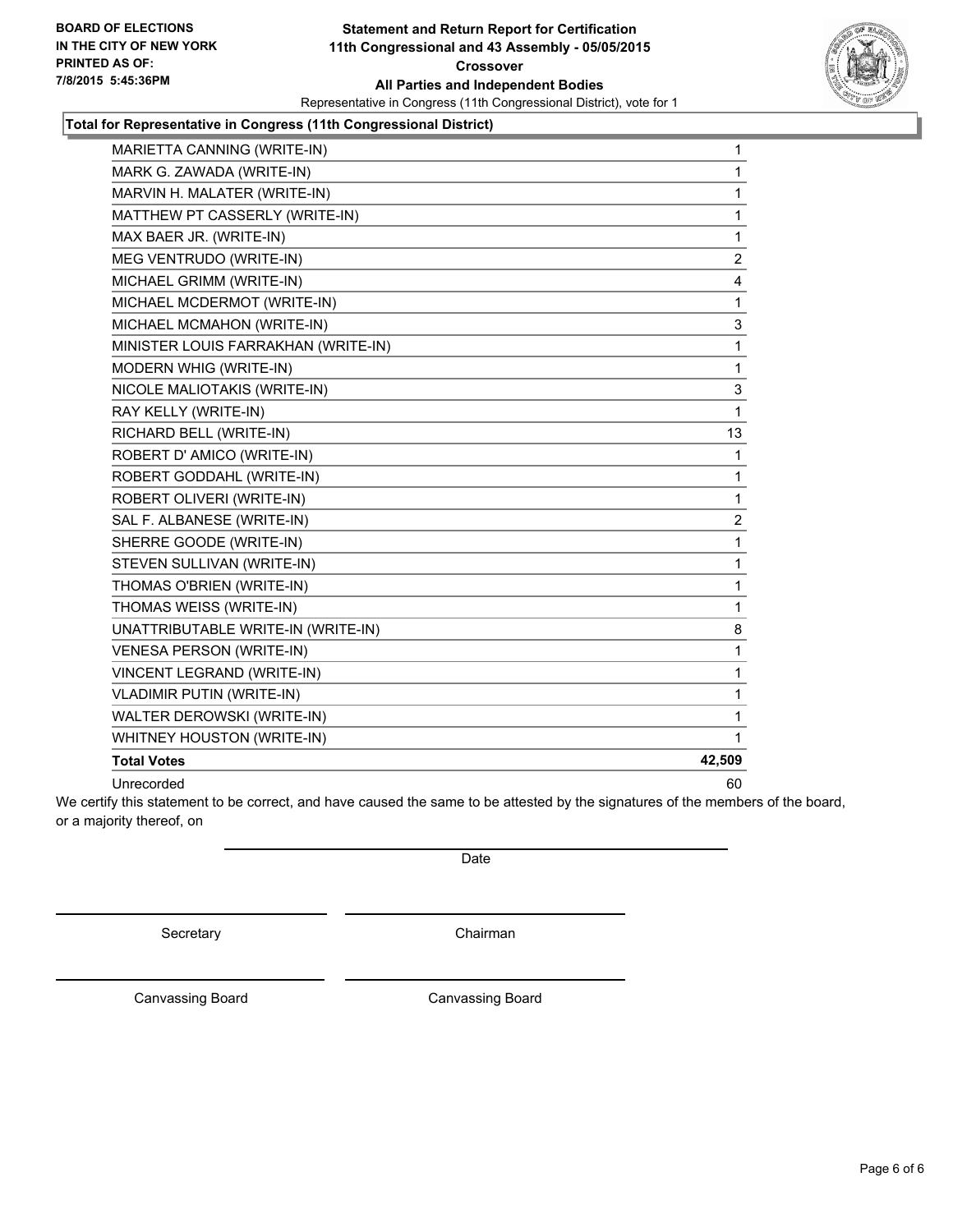**BOARD OF ELECTIONS IN THE CITY OF NEW YORK PRINTED AS OF: 7/8/2015 5:45:36PM**

**Statement and Return Report for Certification 11th Congressional and 43 Assembly - 05/05/2015 Crossover All Parties and Independent Bodies**

Representative in Congress (11th Congressional District), vote for 1

**Total for Representative in Congress (11th Congressional District)**

| | |
|---|---|
| MARIETTA CANNING (WRITE-IN) | 1 |
| MARK G. ZAWADA (WRITE-IN) | 1 |
| MARVIN H. MALATER (WRITE-IN) | 1 |
| MATTHEW PT CASSERLY (WRITE-IN) | 1 |
| MAX BAER JR. (WRITE-IN) | 1 |
| MEG VENTRUDO (WRITE-IN) | 2 |
| MICHAEL GRIMM (WRITE-IN) | 4 |
| MICHAEL MCDERMOT (WRITE-IN) | 1 |
| MICHAEL MCMAHON (WRITE-IN) | 3 |
| MINISTER LOUIS FARRAKHAN (WRITE-IN) | 1 |
| MODERN WHIG (WRITE-IN) | 1 |
| NICOLE MALIOTAKIS (WRITE-IN) | 3 |
| RAY KELLY (WRITE-IN) | 1 |
| RICHARD BELL (WRITE-IN) | 13 |
| ROBERT D' AMICO (WRITE-IN) | 1 |
| ROBERT GODDAHL (WRITE-IN) | 1 |
| ROBERT OLIVERI (WRITE-IN) | 1 |
| SAL F. ALBANESE (WRITE-IN) | 2 |
| SHERRE GOODE (WRITE-IN) | 1 |
| STEVEN SULLIVAN (WRITE-IN) | 1 |
| THOMAS O'BRIEN (WRITE-IN) | 1 |
| THOMAS WEISS (WRITE-IN) | 1 |
| UNATTRIBUTABLE WRITE-IN (WRITE-IN) | 8 |
| VENESA PERSON (WRITE-IN) | 1 |
| VINCENT LEGRAND (WRITE-IN) | 1 |
| VLADIMIR PUTIN (WRITE-IN) | 1 |
| WALTER DEROWSKI (WRITE-IN) | 1 |
| WHITNEY HOUSTON (WRITE-IN) | 1 |
| **Total Votes** | **42,509** |
| Unrecorded | 60 |

We certify this statement to be correct, and have caused the same to be attested by the signatures of the members of the board, or a majority thereof, on

Date

Secretary

Chairman

Canvassing Board

Canvassing Board